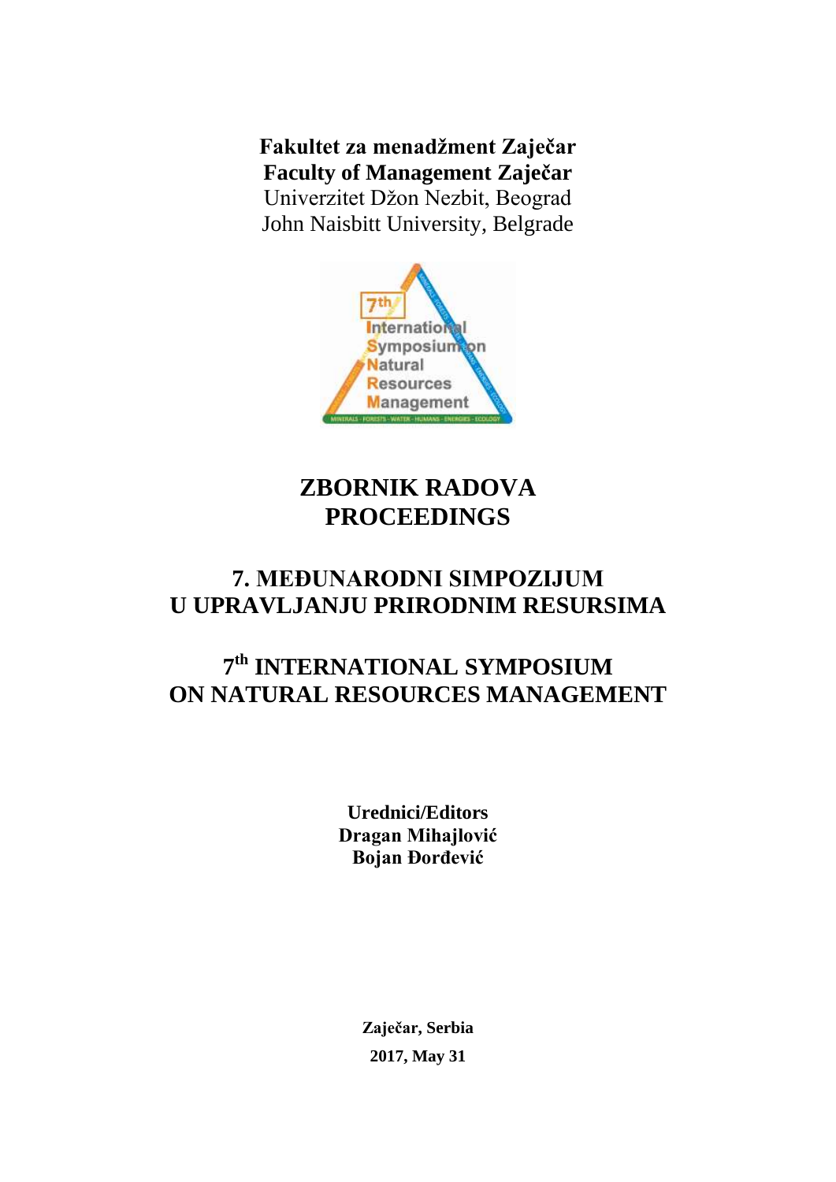**Fakultet za menadžment Zaječar**
**Faculty of Management Zaječar**
Univerzitet Džon Nezbit, Beograd
John Naisbitt University, Belgrade

# ZBORNIK RADOVA
# PROCEEDINGS

## 7. MEĐUNARODNI SIMPOZIJUM U UPRAVLJANJU PRIRODNIM RESURSIMA

## 7th INTERNATIONAL SYMPOSIUM ON NATURAL RESOURCES MANAGEMENT

**Urednici/Editors**
**Dragan Mihajlović**
**Bojan Đorđević**

**Zaječar, Serbia**
**2017, May 31**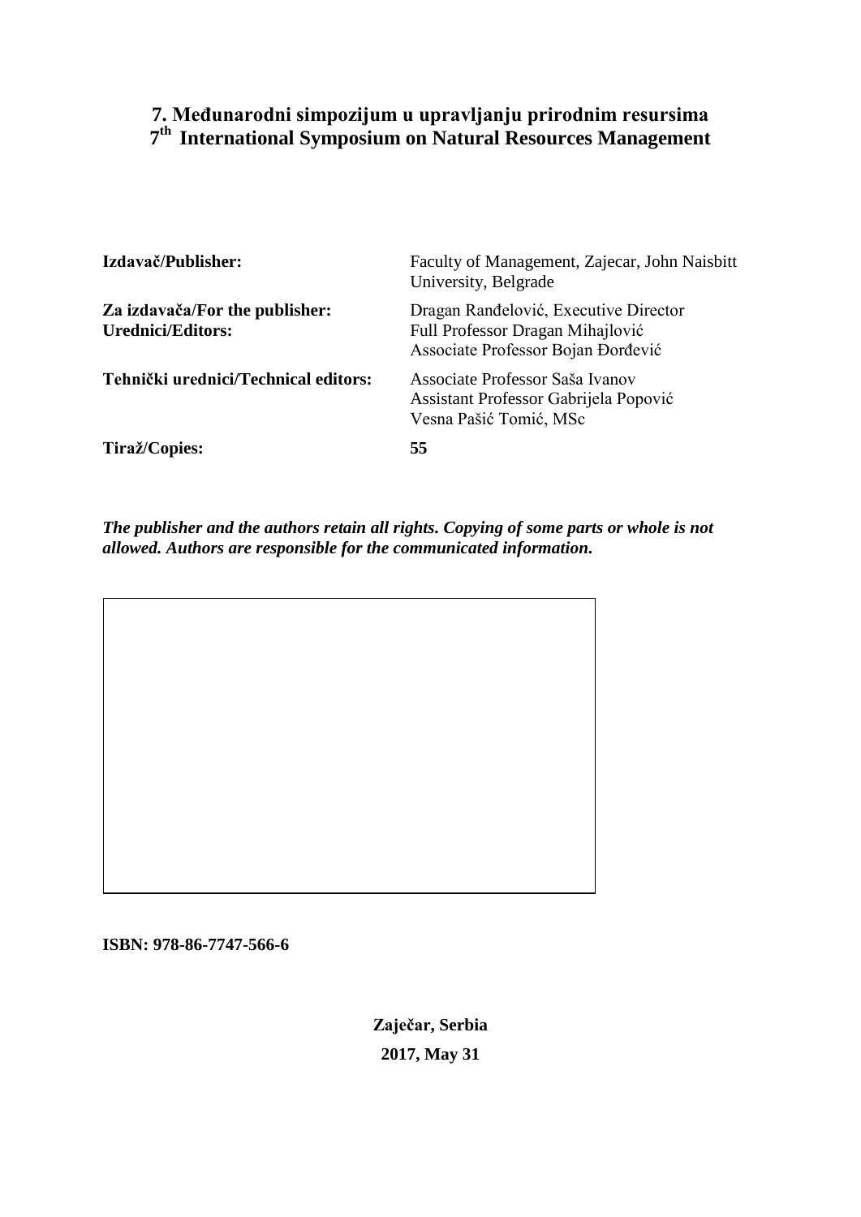# 7. Međunarodni simpozijum u upravljanju prirodnim resursima
# 7th International Symposium on Natural Resources Management

| | |
|---|---|
| **Izdavač/Publisher:** | Faculty of Management, Zajecar, John Naisbitt University, Belgrade |
| **Za izdavača/For the publisher:** | Dragan Ranđelović, Executive Director |
| **Urednici/Editors:** | Full Professor Dragan Mihajlović<br>Associate Professor Bojan Đorđević |
| **Tehnički urednici/Technical editors:** | Associate Professor Saša Ivanov<br>Assistant Professor Gabrijela Popović<br>Vesna Pašić Tomić, MSc |
| **Tiraž/Copies:** | **55** |

***The publisher and the authors retain all rights. Copying of some parts or whole is not allowed. Authors are responsible for the communicated information.***

**ISBN: 978-86-7747-566-6**

**Zaječar, Serbia**

**2017, May 31**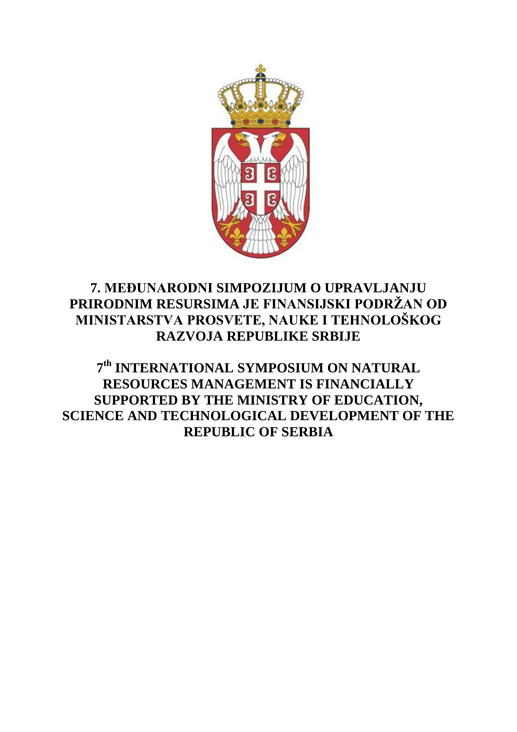**7. MEĐUNARODNI SIMPOZIJUM O UPRAVLJANJU PRIRODNIM RESURSIMA JE FINANSIJSKI PODRŽAN OD MINISTARSTVA PROSVETE, NAUKE I TEHNOLOŠKOG RAZVOJA REPUBLIKE SRBIJE**

**7th INTERNATIONAL SYMPOSIUM ON NATURAL RESOURCES MANAGEMENT IS FINANCIALLY SUPPORTED BY THE MINISTRY OF EDUCATION, SCIENCE AND TECHNOLOGICAL DEVELOPMENT OF THE REPUBLIC OF SERBIA**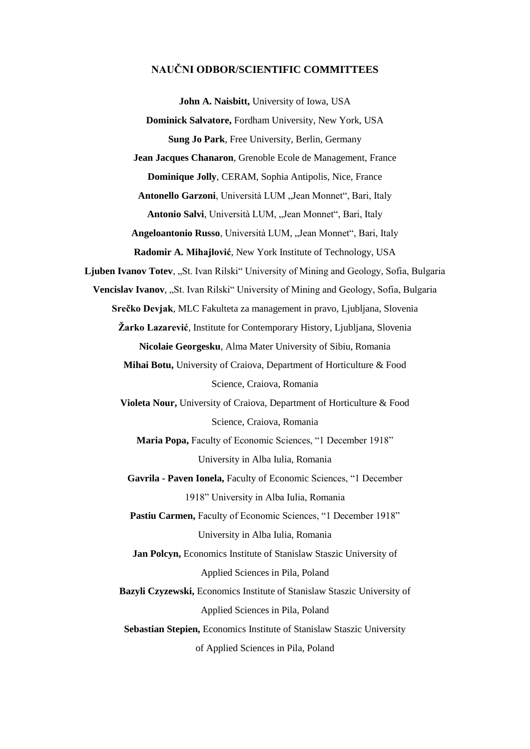# NAUČNI ODBOR/SCIENTIFIC COMMITTEES

**John A. Naisbitt,** University of Iowa, USA

**Dominick Salvatore,** Fordham University, New York, USA

**Sung Jo Park**, Free University, Berlin, Germany

**Jean Jacques Chanaron**, Grenoble Ecole de Management, France

**Dominique Jolly**, CERAM, Sophia Antipolis, Nice, France

**Antonello Garzoni**, Università LUM „Jean Monnet", Bari, Italy

**Antonio Salvi**, Università LUM, „Jean Monnet", Bari, Italy

**Angeloantonio Russo**, Università LUM, „Jean Monnet", Bari, Italy

**Radomir A. Mihajlović**, New York Institute of Technology, USA

**Ljuben Ivanov Totev**, „St. Ivan Rilski" University of Mining and Geology, Sofia, Bulgaria

**Vencislav Ivanov**, „St. Ivan Rilski" University of Mining and Geology, Sofia, Bulgaria

**Srečko Devjak**, MLC Fakulteta za management in pravo, Ljubljana, Slovenia

**Žarko Lazarević**, Institute for Contemporary History, Ljubljana, Slovenia

**Nicolaie Georgesku**, Alma Mater University of Sibiu, Romania

**Mihai Botu,** University of Craiova, Department of Horticulture & Food Science, Craiova, Romania

**Violeta Nour,** University of Craiova, Department of Horticulture & Food Science, Craiova, Romania

**Maria Popa,** Faculty of Economic Sciences, "1 December 1918" University in Alba Iulia, Romania

**Gavrila - Paven Ionela,** Faculty of Economic Sciences, "1 December 1918" University in Alba Iulia, Romania

**Pastiu Carmen,** Faculty of Economic Sciences, "1 December 1918" University in Alba Iulia, Romania

**Jan Polcyn,** Economics Institute of Stanislaw Staszic University of Applied Sciences in Pila, Poland

**Bazyli Czyzewski,** Economics Institute of Stanislaw Staszic University of Applied Sciences in Pila, Poland

**Sebastian Stepien,** Economics Institute of Stanislaw Staszic University of Applied Sciences in Pila, Poland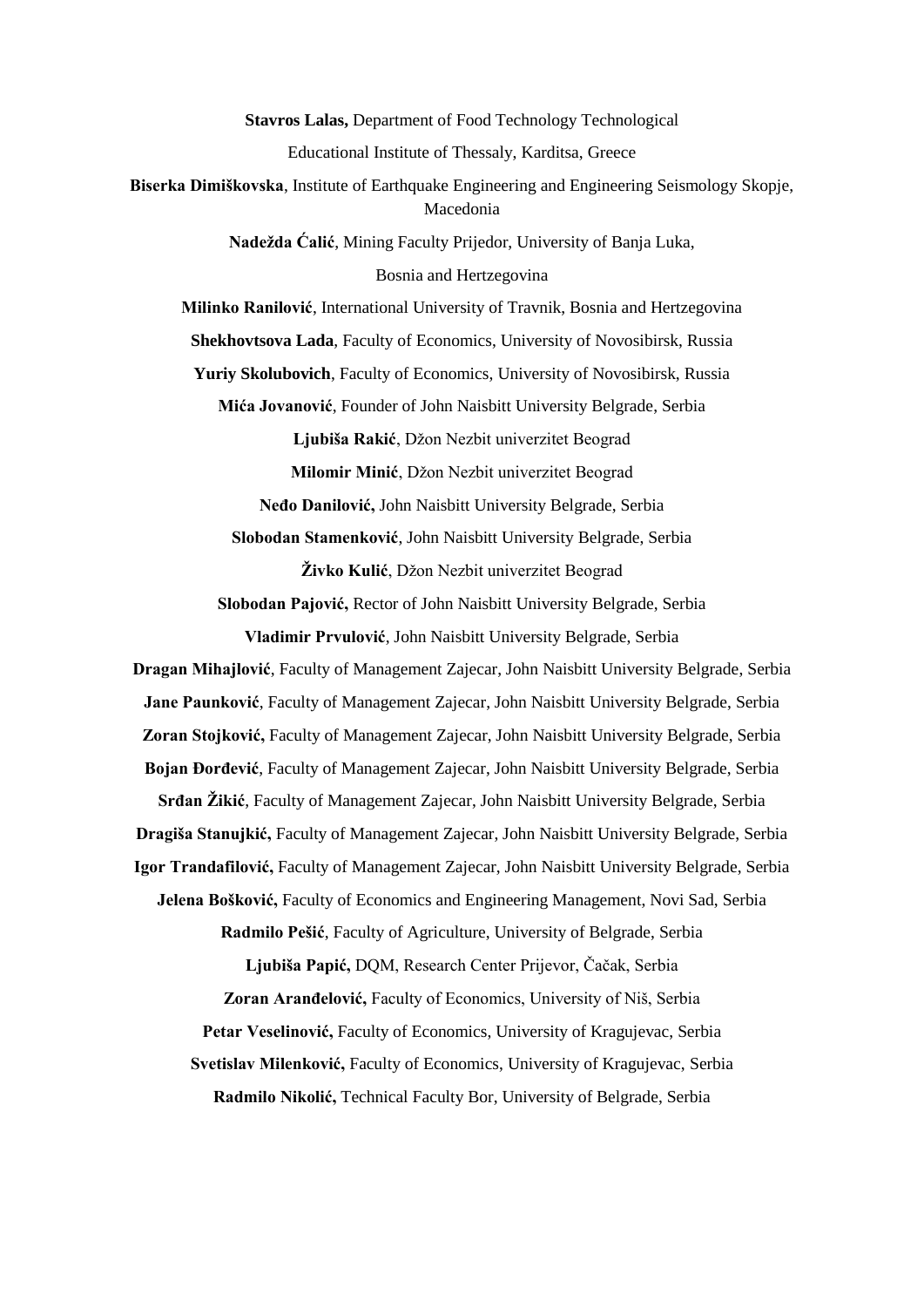**Stavros Lalas,** Department of Food Technology Technological Educational Institute of Thessaly, Karditsa, Greece

**Biserka Dimiškovska**, Institute of Earthquake Engineering and Engineering Seismology Skopje, Macedonia

**Nadežda Ćalić**, Mining Faculty Prijedor, University of Banja Luka, Bosnia and Hertzegovina

**Milinko Ranilović**, International University of Travnik, Bosnia and Hertzegovina

**Shekhovtsova Lada**, Faculty of Economics, University of Novosibirsk, Russia

**Yuriy Skolubovich**, Faculty of Economics, University of Novosibirsk, Russia

**Mića Jovanović**, Founder of John Naisbitt University Belgrade, Serbia

**Ljubiša Rakić**, Džon Nezbit univerzitet Beograd

**Milomir Minić**, Džon Nezbit univerzitet Beograd

**Neđo Danilović,** John Naisbitt University Belgrade, Serbia

**Slobodan Stamenković**, John Naisbitt University Belgrade, Serbia

**Živko Kulić**, Džon Nezbit univerzitet Beograd

**Slobodan Pajović,** Rector of John Naisbitt University Belgrade, Serbia

**Vladimir Prvulović**, John Naisbitt University Belgrade, Serbia

**Dragan Mihajlović**, Faculty of Management Zajecar, John Naisbitt University Belgrade, Serbia

**Jane Paunković**, Faculty of Management Zajecar, John Naisbitt University Belgrade, Serbia

**Zoran Stojković,** Faculty of Management Zajecar, John Naisbitt University Belgrade, Serbia

**Bojan Đorđević**, Faculty of Management Zajecar, John Naisbitt University Belgrade, Serbia

**Srđan Žikić**, Faculty of Management Zajecar, John Naisbitt University Belgrade, Serbia

**Dragiša Stanujkić,** Faculty of Management Zajecar, John Naisbitt University Belgrade, Serbia

**Igor Trandafilović,** Faculty of Management Zajecar, John Naisbitt University Belgrade, Serbia

**Jelena Bošković,** Faculty of Economics and Engineering Management, Novi Sad, Serbia

**Radmilo Pešić**, Faculty of Agriculture, University of Belgrade, Serbia

**Ljubiša Papić,** DQM, Research Center Prijevor, Čačak, Serbia

**Zoran Aranđelović,** Faculty of Economics, University of Niš, Serbia

**Petar Veselinović,** Faculty of Economics, University of Kragujevac, Serbia

**Svetislav Milenković,** Faculty of Economics, University of Kragujevac, Serbia

**Radmilo Nikolić,** Technical Faculty Bor, University of Belgrade, Serbia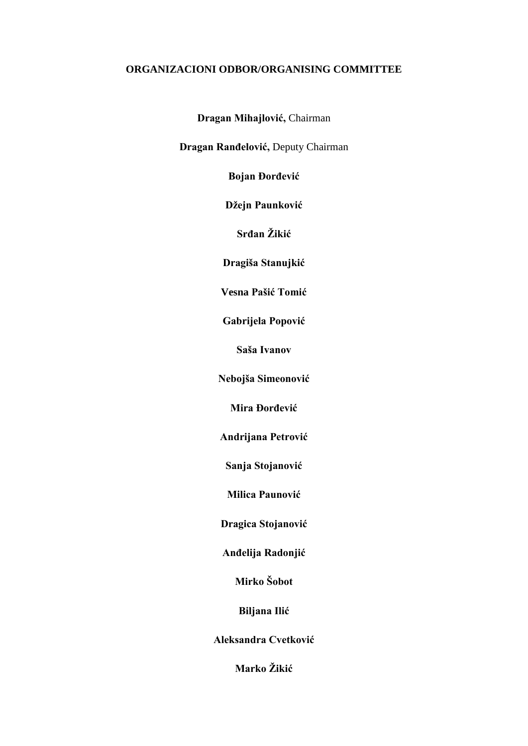## ORGANIZACIONI ODBOR/ORGANISING COMMITTEE

**Dragan Mihajlović,** Chairman

**Dragan Ranđelović,** Deputy Chairman

**Bojan Đorđević**

**Džejn Paunković**

**Srđan Žikić**

**Dragiša Stanujkić**

**Vesna Pašić Tomić**

**Gabrijela Popović**

**Saša Ivanov**

**Nebojša Simeonović**

**Mira Đorđević**

**Andrijana Petrović**

**Sanja Stojanović**

**Milica Paunović**

**Dragica Stojanović**

**Anđelija Radonjić**

**Mirko Šobot**

**Biljana Ilić**

**Aleksandra Cvetković**

**Marko Žikić**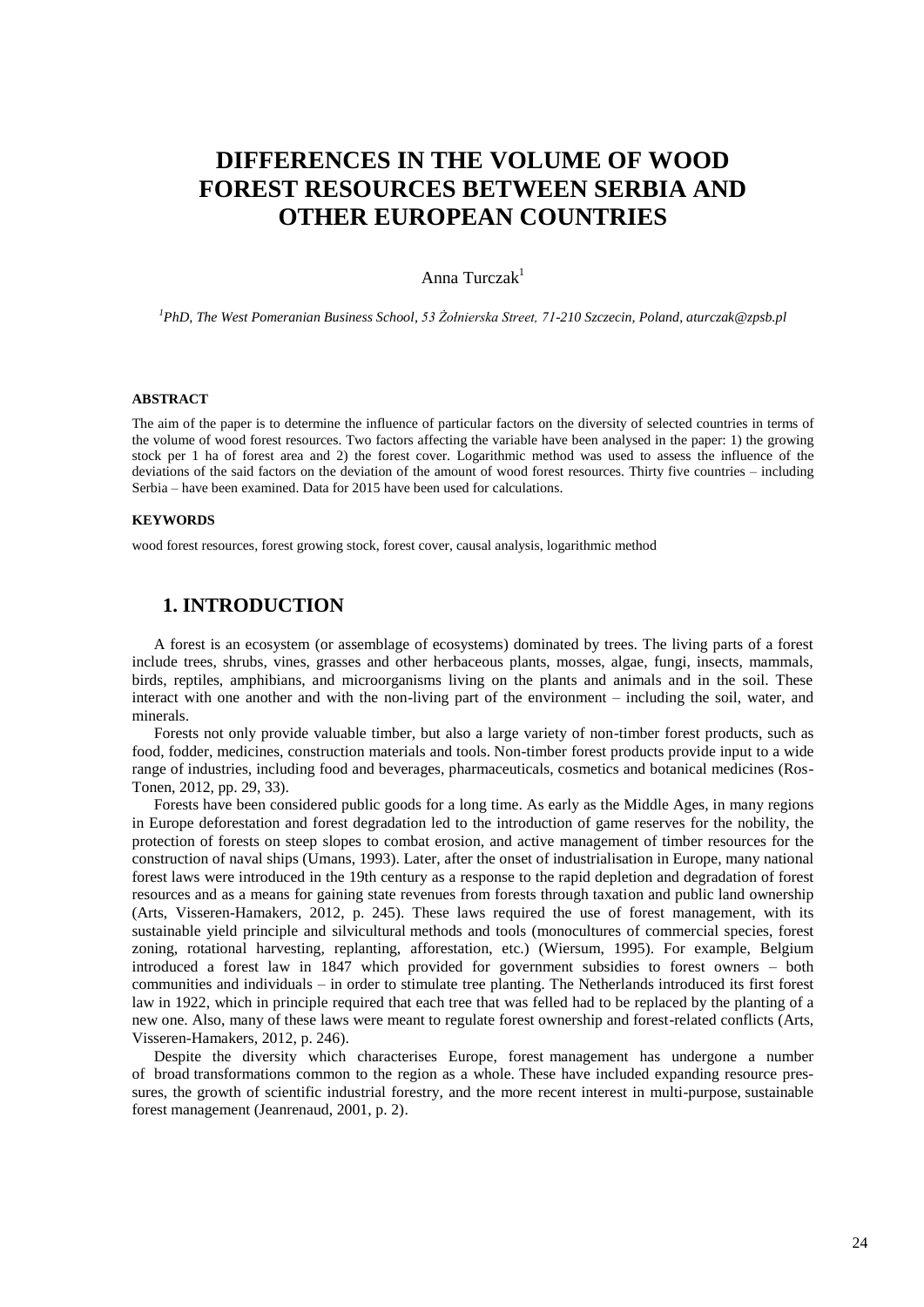# DIFFERENCES IN THE VOLUME OF WOOD FOREST RESOURCES BETWEEN SERBIA AND OTHER EUROPEAN COUNTRIES

Anna Turczak[1]

[1]*PhD, The West Pomeranian Business School, 53 Żołnierska Street, 71-210 Szczecin, Poland, aturczak@zpsb.pl*

#### ABSTRACT

The aim of the paper is to determine the influence of particular factors on the diversity of selected countries in terms of the volume of wood forest resources. Two factors affecting the variable have been analysed in the paper: 1) the growing stock per 1 ha of forest area and 2) the forest cover. Logarithmic method was used to assess the influence of the deviations of the said factors on the deviation of the amount of wood forest resources. Thirty five countries – including Serbia – have been examined. Data for 2015 have been used for calculations.

#### KEYWORDS

wood forest resources, forest growing stock, forest cover, causal analysis, logarithmic method

## 1. INTRODUCTION

A forest is an ecosystem (or assemblage of ecosystems) dominated by trees. The living parts of a forest include trees, shrubs, vines, grasses and other herbaceous plants, mosses, algae, fungi, insects, mammals, birds, reptiles, amphibians, and microorganisms living on the plants and animals and in the soil. These interact with one another and with the non-living part of the environment – including the soil, water, and minerals.

Forests not only provide valuable timber, but also a large variety of non-timber forest products, such as food, fodder, medicines, construction materials and tools. Non-timber forest products provide input to a wide range of industries, including food and beverages, pharmaceuticals, cosmetics and botanical medicines (Ros-Tonen, 2012, pp. 29, 33).

Forests have been considered public goods for a long time. As early as the Middle Ages, in many regions in Europe deforestation and forest degradation led to the introduction of game reserves for the nobility, the protection of forests on steep slopes to combat erosion, and active management of timber resources for the construction of naval ships (Umans, 1993). Later, after the onset of industrialisation in Europe, many national forest laws were introduced in the 19th century as a response to the rapid depletion and degradation of forest resources and as a means for gaining state revenues from forests through taxation and public land ownership (Arts, Visseren-Hamakers, 2012, p. 245). These laws required the use of forest management, with its sustainable yield principle and silvicultural methods and tools (monocultures of commercial species, forest zoning, rotational harvesting, replanting, afforestation, etc.) (Wiersum, 1995). For example, Belgium introduced a forest law in 1847 which provided for government subsidies to forest owners – both communities and individuals – in order to stimulate tree planting. The Netherlands introduced its first forest law in 1922, which in principle required that each tree that was felled had to be replaced by the planting of a new one. Also, many of these laws were meant to regulate forest ownership and forest-related conflicts (Arts, Visseren-Hamakers, 2012, p. 246).

Despite the diversity which characterises Europe, forest management has undergone a number of broad transformations common to the region as a whole. These have included expanding resource pressures, the growth of scientific industrial forestry, and the more recent interest in multi-purpose, sustainable forest management (Jeanrenaud, 2001, p. 2).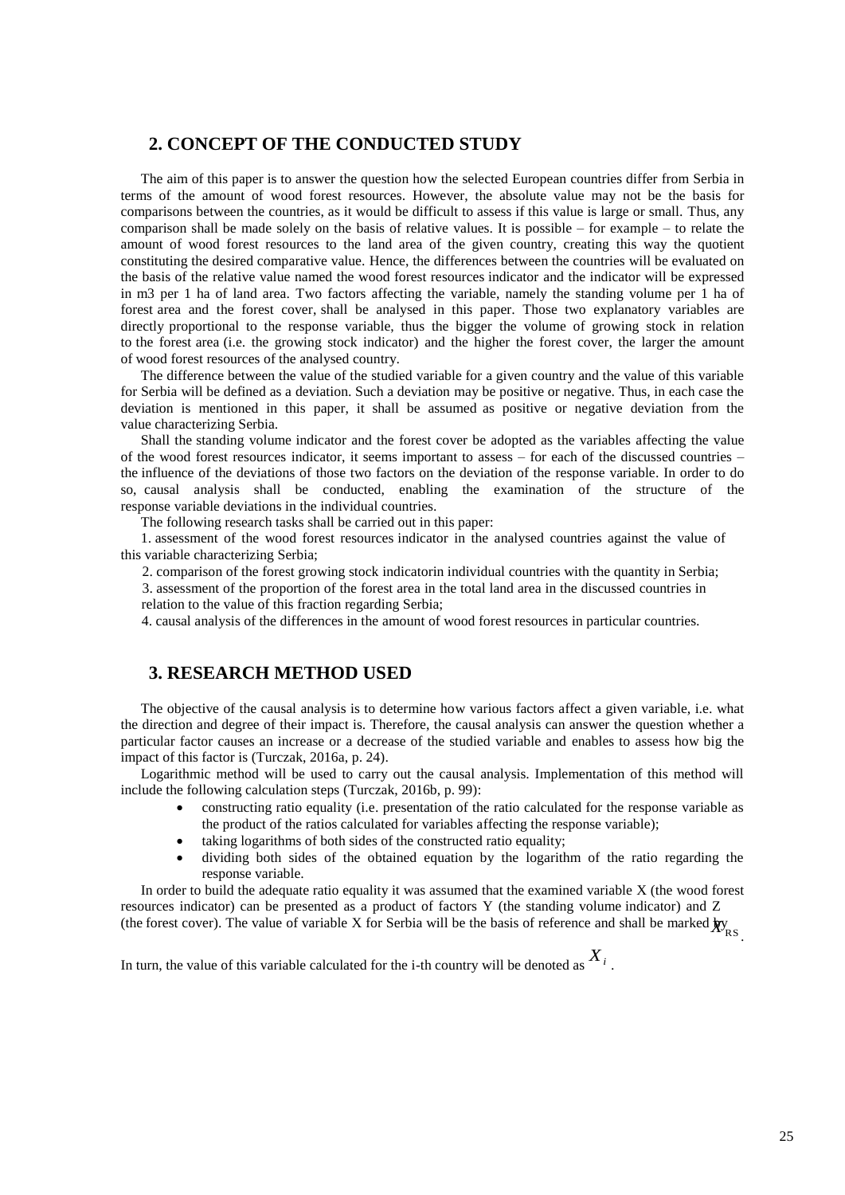## 2. CONCEPT OF THE CONDUCTED STUDY

The aim of this paper is to answer the question how the selected European countries differ from Serbia in terms of the amount of wood forest resources. However, the absolute value may not be the basis for comparisons between the countries, as it would be difficult to assess if this value is large or small. Thus, any comparison shall be made solely on the basis of relative values. It is possible – for example – to relate the amount of wood forest resources to the land area of the given country, creating this way the quotient constituting the desired comparative value. Hence, the differences between the countries will be evaluated on the basis of the relative value named the wood forest resources indicator and the indicator will be expressed in m3 per 1 ha of land area. Two factors affecting the variable, namely the standing volume per 1 ha of forest area and the forest cover, shall be analysed in this paper. Those two explanatory variables are directly proportional to the response variable, thus the bigger the volume of growing stock in relation to the forest area (i.e. the growing stock indicator) and the higher the forest cover, the larger the amount of wood forest resources of the analysed country.

The difference between the value of the studied variable for a given country and the value of this variable for Serbia will be defined as a deviation. Such a deviation may be positive or negative. Thus, in each case the deviation is mentioned in this paper, it shall be assumed as positive or negative deviation from the value characterizing Serbia.

Shall the standing volume indicator and the forest cover be adopted as the variables affecting the value of the wood forest resources indicator, it seems important to assess – for each of the discussed countries – the influence of the deviations of those two factors on the deviation of the response variable. In order to do so, causal analysis shall be conducted, enabling the examination of the structure of the response variable deviations in the individual countries.

The following research tasks shall be carried out in this paper:

1. assessment of the wood forest resources indicator in the analysed countries against the value of this variable characterizing Serbia;
2. comparison of the forest growing stock indicatorin individual countries with the quantity in Serbia;
3. assessment of the proportion of the forest area in the total land area in the discussed countries in relation to the value of this fraction regarding Serbia;
4. causal analysis of the differences in the amount of wood forest resources in particular countries.

## 3. RESEARCH METHOD USED

The objective of the causal analysis is to determine how various factors affect a given variable, i.e. what the direction and degree of their impact is. Therefore, the causal analysis can answer the question whether a particular factor causes an increase or a decrease of the studied variable and enables to assess how big the impact of this factor is (Turczak, 2016a, p. 24).

Logarithmic method will be used to carry out the causal analysis. Implementation of this method will include the following calculation steps (Turczak, 2016b, p. 99):

- constructing ratio equality (i.e. presentation of the ratio calculated for the response variable as the product of the ratios calculated for variables affecting the response variable);
- taking logarithms of both sides of the constructed ratio equality;
- dividing both sides of the obtained equation by the logarithm of the ratio regarding the response variable.

In order to build the adequate ratio equality it was assumed that the examined variable X (the wood forest resources indicator) can be presented as a product of factors Y (the standing volume indicator) and Z (the forest cover). The value of variable X for Serbia will be the basis of reference and shall be marked by $X_{RS}$.

In turn, the value of this variable calculated for the i-th country will be denoted as $X_i$.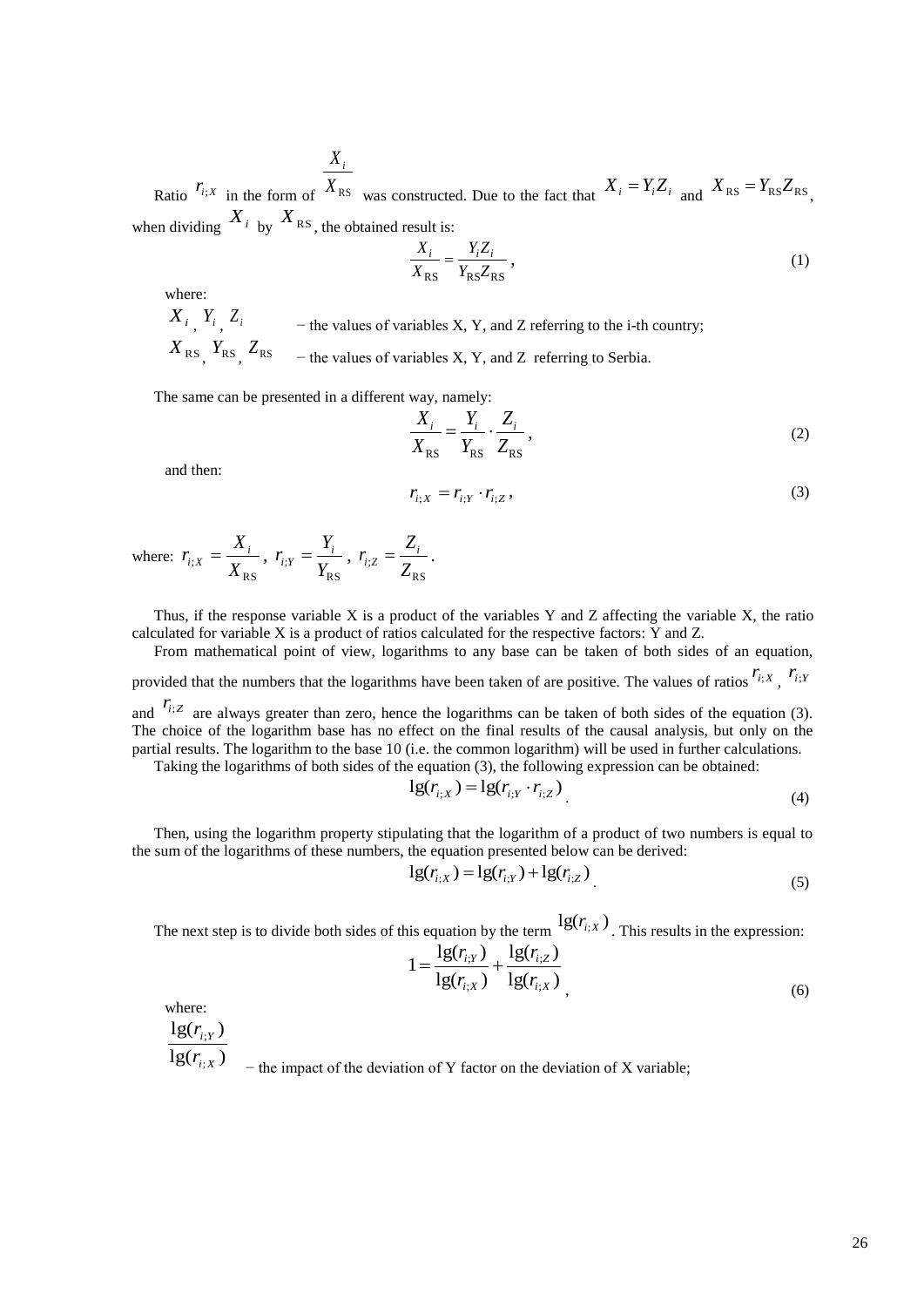Ratio $r_{i;X}$ in the form of $\frac{X_i}{X_{\text{RS}}}$ was constructed. Due to the fact that $X_i = Y_i Z_i$ and $X_{\text{RS}} = Y_{\text{RS}} Z_{\text{RS}}$, when dividing $X_i$ by $X_{\text{RS}}$, the obtained result is:

$$\frac{X_i}{X_{\text{RS}}} = \frac{Y_i Z_i}{Y_{\text{RS}} Z_{\text{RS}}}, \tag{1}$$

where:

$X_i$, $Y_i$, $Z_i$ − the values of variables X, Y, and Z referring to the i-th country;

$X_{\text{RS}}$, $Y_{\text{RS}}$, $Z_{\text{RS}}$ − the values of variables X, Y, and Z referring to Serbia.

The same can be presented in a different way, namely:

$$\frac{X_i}{X_{\text{RS}}} = \frac{Y_i}{Y_{\text{RS}}} \cdot \frac{Z_i}{Z_{\text{RS}}}, \tag{2}$$

and then:

$$r_{i;X} = r_{i;Y} \cdot r_{i;Z}, \tag{3}$$

where: $r_{i;X} = \frac{X_i}{X_{\text{RS}}}$, $r_{i;Y} = \frac{Y_i}{Y_{\text{RS}}}$, $r_{i;Z} = \frac{Z_i}{Z_{\text{RS}}}$.

Thus, if the response variable X is a product of the variables Y and Z affecting the variable X, the ratio calculated for variable X is a product of ratios calculated for the respective factors: Y and Z.

From mathematical point of view, logarithms to any base can be taken of both sides of an equation, provided that the numbers that the logarithms have been taken of are positive. The values of ratios $r_{i;X}$, $r_{i;Y}$ and $r_{i;Z}$ are always greater than zero, hence the logarithms can be taken of both sides of the equation (3). The choice of the logarithm base has no effect on the final results of the causal analysis, but only on the partial results. The logarithm to the base 10 (i.e. the common logarithm) will be used in further calculations.

Taking the logarithms of both sides of the equation (3), the following expression can be obtained:

$$\lg(r_{i;X}) = \lg(r_{i;Y} \cdot r_{i;Z}). \tag{4}$$

Then, using the logarithm property stipulating that the logarithm of a product of two numbers is equal to the sum of the logarithms of these numbers, the equation presented below can be derived:

$$\lg(r_{i;X}) = \lg(r_{i;Y}) + \lg(r_{i;Z}). \tag{5}$$

The next step is to divide both sides of this equation by the term $\lg(r_{i;X})$. This results in the expression:

$$1 = \frac{\lg(r_{i;Y})}{\lg(r_{i;X})} + \frac{\lg(r_{i;Z})}{\lg(r_{i;X})}, \tag{6}$$

where:

$\frac{\lg(r_{i;Y})}{\lg(r_{i;X})}$ − the impact of the deviation of Y factor on the deviation of X variable;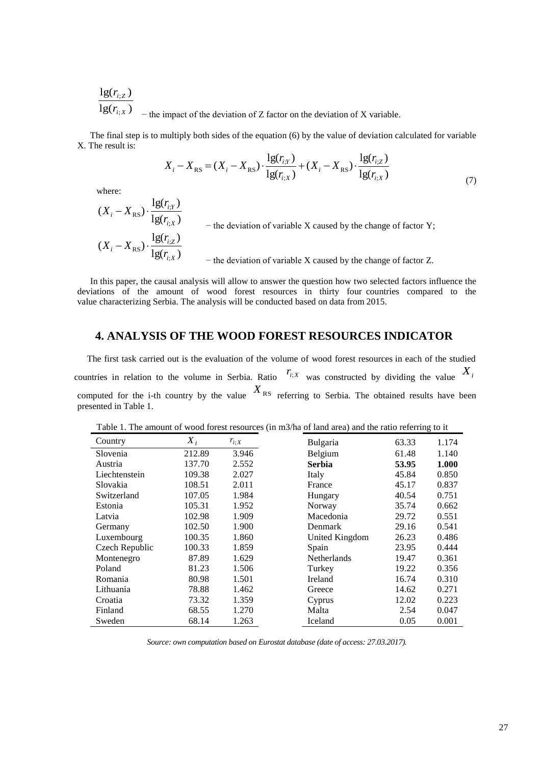$\dfrac{\lg(r_{i;Z})}{\lg(r_{i;X})}$ − the impact of the deviation of Z factor on the deviation of X variable.

The final step is to multiply both sides of the equation (6) by the value of deviation calculated for variable X. The result is:

$$X_i - X_{\mathrm{RS}} = (X_i - X_{\mathrm{RS}}) \cdot \frac{\lg(r_{i;Y})}{\lg(r_{i;X})} + (X_i - X_{\mathrm{RS}}) \cdot \frac{\lg(r_{i;Z})}{\lg(r_{i;X})} \tag{7}$$

where:

$(X_i - X_{\mathrm{RS}}) \cdot \dfrac{\lg(r_{i;Y})}{\lg(r_{i;X})}$ − the deviation of variable X caused by the change of factor Y;

$(X_i - X_{\mathrm{RS}}) \cdot \dfrac{\lg(r_{i;Z})}{\lg(r_{i;X})}$ − the deviation of variable X caused by the change of factor Z.

In this paper, the causal analysis will allow to answer the question how two selected factors influence the deviations of the amount of wood forest resources in thirty four countries compared to the value characterizing Serbia. The analysis will be conducted based on data from 2015.

## 4. ANALYSIS OF THE WOOD FOREST RESOURCES INDICATOR

The first task carried out is the evaluation of the volume of wood forest resources in each of the studied countries in relation to the volume in Serbia. Ratio $r_{i;X}$ was constructed by dividing the value $X_i$ computed for the i-th country by the value $X_{\mathrm{RS}}$ referring to Serbia. The obtained results have been presented in Table 1.

Table 1. The amount of wood forest resources (in m3/ha of land area) and the ratio referring to it

| Country | $X_i$ | $r_{i;X}$ | Country | $X_i$ | $r_{i;X}$ |
|---|---|---|---|---|---|
| Slovenia | 212.89 | 3.946 | Bulgaria | 63.33 | 1.174 |
| Austria | 137.70 | 2.552 | Belgium | 61.48 | 1.140 |
| Liechtenstein | 109.38 | 2.027 | **Serbia** | **53.95** | **1.000** |
| Slovakia | 108.51 | 2.011 | Italy | 45.84 | 0.850 |
| Switzerland | 107.05 | 1.984 | France | 45.17 | 0.837 |
| Estonia | 105.31 | 1.952 | Hungary | 40.54 | 0.751 |
| Latvia | 102.98 | 1.909 | Norway | 35.74 | 0.662 |
| Germany | 102.50 | 1.900 | Macedonia | 29.72 | 0.551 |
| Luxembourg | 100.35 | 1.860 | Denmark | 29.16 | 0.541 |
| Czech Republic | 100.33 | 1.859 | United Kingdom | 26.23 | 0.486 |
| Montenegro | 87.89 | 1.629 | Spain | 23.95 | 0.444 |
| Poland | 81.23 | 1.506 | Netherlands | 19.47 | 0.361 |
| Romania | 80.98 | 1.501 | Turkey | 19.22 | 0.356 |
| Lithuania | 78.88 | 1.462 | Ireland | 16.74 | 0.310 |
| Croatia | 73.32 | 1.359 | Greece | 14.62 | 0.271 |
| Finland | 68.55 | 1.270 | Cyprus | 12.02 | 0.223 |
| Sweden | 68.14 | 1.263 | Malta | 2.54 | 0.047 |
| | | | Iceland | 0.05 | 0.001 |

*Source: own computation based on Eurostat database (date of access: 27.03.2017).*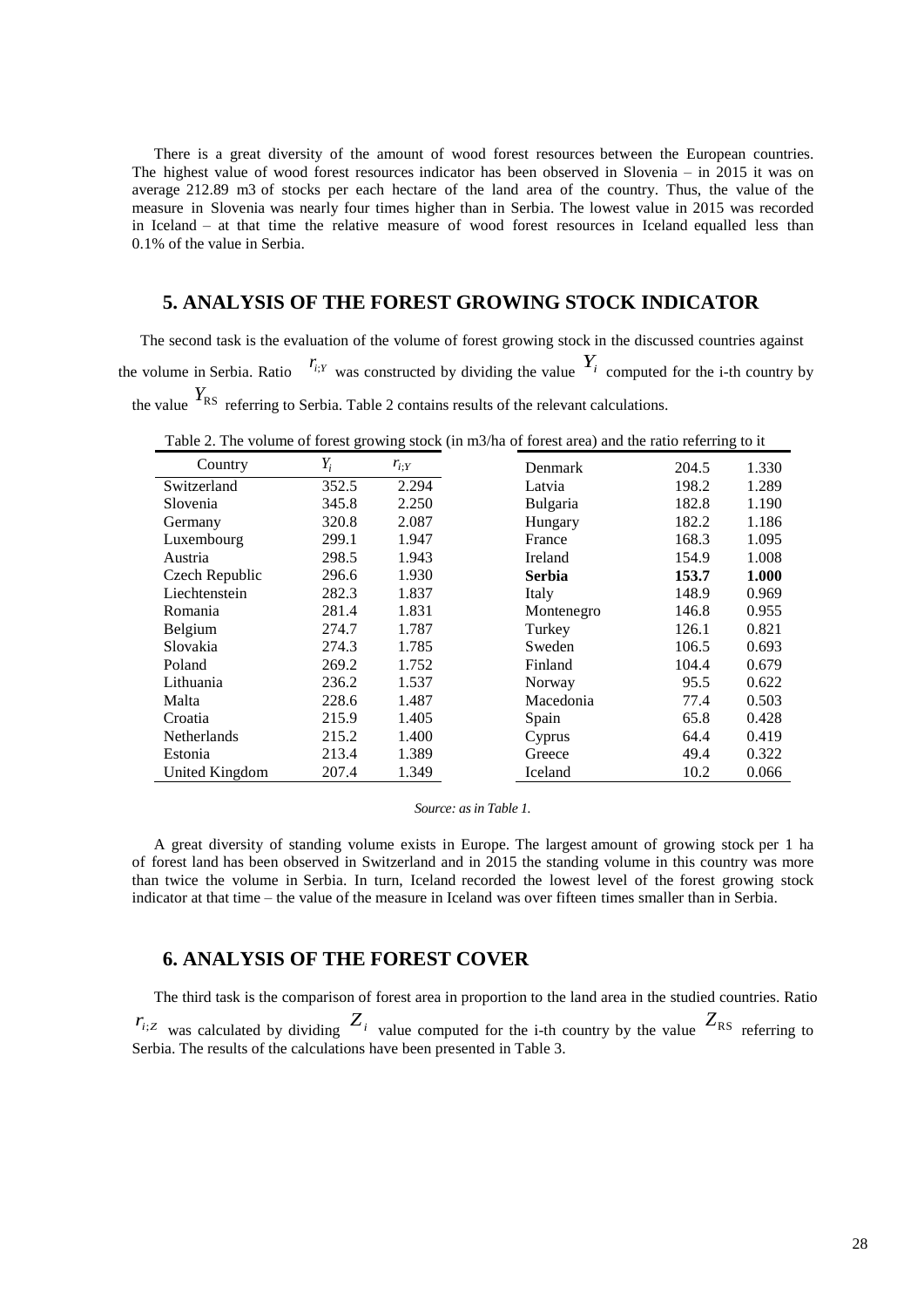There is a great diversity of the amount of wood forest resources between the European countries. The highest value of wood forest resources indicator has been observed in Slovenia – in 2015 it was on average 212.89 m3 of stocks per each hectare of the land area of the country. Thus, the value of the measure in Slovenia was nearly four times higher than in Serbia. The lowest value in 2015 was recorded in Iceland – at that time the relative measure of wood forest resources in Iceland equalled less than 0.1% of the value in Serbia.

## 5. ANALYSIS OF THE FOREST GROWING STOCK INDICATOR

The second task is the evaluation of the volume of forest growing stock in the discussed countries against the volume in Serbia. Ratio $r_{i;Y}$ was constructed by dividing the value $Y_i$ computed for the i-th country by the value $Y_{RS}$ referring to Serbia. Table 2 contains results of the relevant calculations.

Table 2. The volume of forest growing stock (in m3/ha of forest area) and the ratio referring to it

| Country | $Y_i$ | $r_{i;Y}$ | Country | $Y_i$ | $r_{i;Y}$ |
|---|---|---|---|---|---|
| Switzerland | 352.5 | 2.294 | Denmark | 204.5 | 1.330 |
| Slovenia | 345.8 | 2.250 | Latvia | 198.2 | 1.289 |
| Germany | 320.8 | 2.087 | Bulgaria | 182.8 | 1.190 |
| Luxembourg | 299.1 | 1.947 | Hungary | 182.2 | 1.186 |
| Austria | 298.5 | 1.943 | France | 168.3 | 1.095 |
| Czech Republic | 296.6 | 1.930 | Ireland | 154.9 | 1.008 |
| Liechtenstein | 282.3 | 1.837 | **Serbia** | **153.7** | **1.000** |
| Romania | 281.4 | 1.831 | Italy | 148.9 | 0.969 |
| Belgium | 274.7 | 1.787 | Montenegro | 146.8 | 0.955 |
| Slovakia | 274.3 | 1.785 | Turkey | 126.1 | 0.821 |
| Poland | 269.2 | 1.752 | Sweden | 106.5 | 0.693 |
| Lithuania | 236.2 | 1.537 | Finland | 104.4 | 0.679 |
| Malta | 228.6 | 1.487 | Norway | 95.5 | 0.622 |
| Croatia | 215.9 | 1.405 | Macedonia | 77.4 | 0.503 |
| Netherlands | 215.2 | 1.400 | Spain | 65.8 | 0.428 |
| Estonia | 213.4 | 1.389 | Cyprus | 64.4 | 0.419 |
| United Kingdom | 207.4 | 1.349 | Greece | 49.4 | 0.322 |
| | | | Iceland | 10.2 | 0.066 |

*Source: as in Table 1.*

A great diversity of standing volume exists in Europe. The largest amount of growing stock per 1 ha of forest land has been observed in Switzerland and in 2015 the standing volume in this country was more than twice the volume in Serbia. In turn, Iceland recorded the lowest level of the forest growing stock indicator at that time – the value of the measure in Iceland was over fifteen times smaller than in Serbia.

## 6. ANALYSIS OF THE FOREST COVER

The third task is the comparison of forest area in proportion to the land area in the studied countries. Ratio $r_{i;Z}$ was calculated by dividing $Z_i$ value computed for the i-th country by the value $Z_{RS}$ referring to Serbia. The results of the calculations have been presented in Table 3.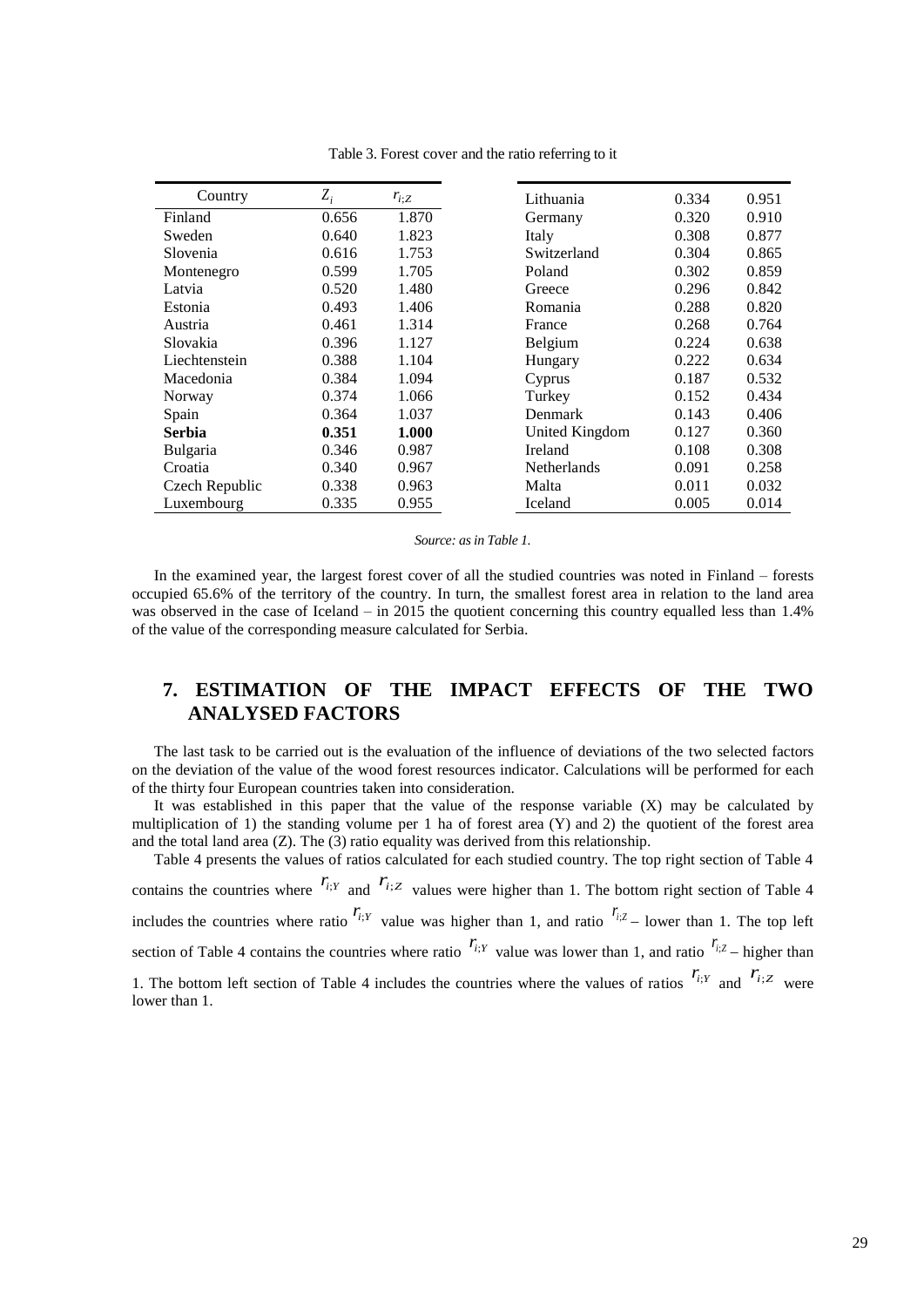Table 3. Forest cover and the ratio referring to it

| Country | $Z_i$ | $r_{i;Z}$ |
|---|---|---|
| Finland | 0.656 | 1.870 |
| Sweden | 0.640 | 1.823 |
| Slovenia | 0.616 | 1.753 |
| Montenegro | 0.599 | 1.705 |
| Latvia | 0.520 | 1.480 |
| Estonia | 0.493 | 1.406 |
| Austria | 0.461 | 1.314 |
| Slovakia | 0.396 | 1.127 |
| Liechtenstein | 0.388 | 1.104 |
| Macedonia | 0.384 | 1.094 |
| Norway | 0.374 | 1.066 |
| Spain | 0.364 | 1.037 |
| **Serbia** | **0.351** | **1.000** |
| Bulgaria | 0.346 | 0.987 |
| Croatia | 0.340 | 0.967 |
| Czech Republic | 0.338 | 0.963 |
| Luxembourg | 0.335 | 0.955 |
| Lithuania | 0.334 | 0.951 |
| Germany | 0.320 | 0.910 |
| Italy | 0.308 | 0.877 |
| Switzerland | 0.304 | 0.865 |
| Poland | 0.302 | 0.859 |
| Greece | 0.296 | 0.842 |
| Romania | 0.288 | 0.820 |
| France | 0.268 | 0.764 |
| Belgium | 0.224 | 0.638 |
| Hungary | 0.222 | 0.634 |
| Cyprus | 0.187 | 0.532 |
| Turkey | 0.152 | 0.434 |
| Denmark | 0.143 | 0.406 |
| United Kingdom | 0.127 | 0.360 |
| Ireland | 0.108 | 0.308 |
| Netherlands | 0.091 | 0.258 |
| Malta | 0.011 | 0.032 |
| Iceland | 0.005 | 0.014 |

*Source: as in Table 1.*

In the examined year, the largest forest cover of all the studied countries was noted in Finland – forests occupied 65.6% of the territory of the country. In turn, the smallest forest area in relation to the land area was observed in the case of Iceland – in 2015 the quotient concerning this country equalled less than 1.4% of the value of the corresponding measure calculated for Serbia.

## 7. ESTIMATION OF THE IMPACT EFFECTS OF THE TWO ANALYSED FACTORS

The last task to be carried out is the evaluation of the influence of deviations of the two selected factors on the deviation of the value of the wood forest resources indicator. Calculations will be performed for each of the thirty four European countries taken into consideration.

It was established in this paper that the value of the response variable (X) may be calculated by multiplication of 1) the standing volume per 1 ha of forest area (Y) and 2) the quotient of the forest area and the total land area (Z). The (3) ratio equality was derived from this relationship.

Table 4 presents the values of ratios calculated for each studied country. The top right section of Table 4 contains the countries where $r_{i;Y}$ and $r_{i;Z}$ values were higher than 1. The bottom right section of Table 4 includes the countries where ratio $r_{i;Y}$ value was higher than 1, and ratio $r_{i;Z}$ – lower than 1. The top left section of Table 4 contains the countries where ratio $r_{i;Y}$ value was lower than 1, and ratio $r_{i;Z}$ – higher than 1. The bottom left section of Table 4 includes the countries where the values of ratios $r_{i;Y}$ and $r_{i;Z}$ were lower than 1.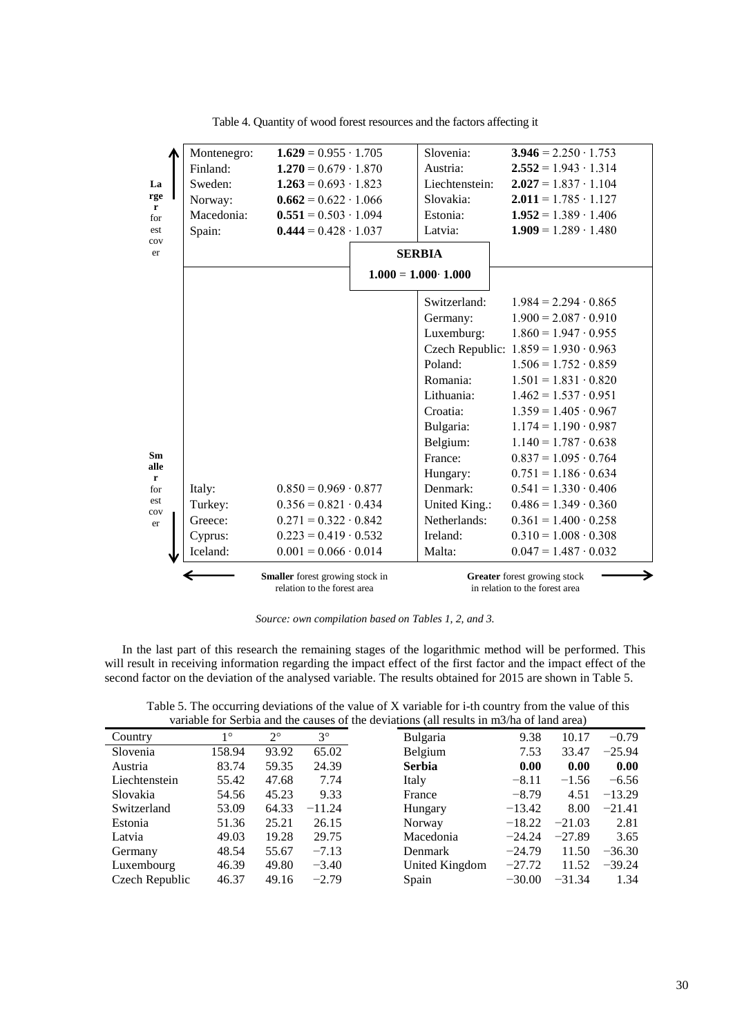Table 4. Quantity of wood forest resources and the factors affecting it

| | Smaller forest growing stock in relation to the forest area | Greater forest growing stock in relation to the forest area |
|---|---|---|
| **Larger forest cover** | Montenegro: **1.629** = 0.955 · 1.705 | Slovenia: **3.946** = 2.250 · 1.753 |
| | Finland: **1.270** = 0.679 · 1.870 | Austria: **2.552** = 1.943 · 1.314 |
| | Sweden: **1.263** = 0.693 · 1.823 | Liechtenstein: **2.027** = 1.837 · 1.104 |
| | Norway: **0.662** = 0.622 · 1.066 | Slovakia: **2.011** = 1.785 · 1.127 |
| | Macedonia: **0.551** = 0.503 · 1.094 | Estonia: **1.952** = 1.389 · 1.406 |
| | Spain: **0.444** = 0.428 · 1.037 | Latvia: **1.909** = 1.289 · 1.480 |
| | **SERBIA** **1.000 = 1.000· 1.000** | |
| **Smaller forest cover** | | Switzerland: 1.984 = 2.294 · 0.865 |
| | | Germany: 1.900 = 2.087 · 0.910 |
| | | Luxemburg: 1.860 = 1.947 · 0.955 |
| | | Czech Republic: 1.859 = 1.930 · 0.963 |
| | | Poland: 1.506 = 1.752 · 0.859 |
| | | Romania: 1.501 = 1.831 · 0.820 |
| | | Lithuania: 1.462 = 1.537 · 0.951 |
| | | Croatia: 1.359 = 1.405 · 0.967 |
| | | Bulgaria: 1.174 = 1.190 · 0.987 |
| | | Belgium: 1.140 = 1.787 · 0.638 |
| | | France: 0.837 = 1.095 · 0.764 |
| | | Hungary: 0.751 = 1.186 · 0.634 |
| | Italy: 0.850 = 0.969 · 0.877 | Denmark: 0.541 = 1.330 · 0.406 |
| | Turkey: 0.356 = 0.821 · 0.434 | United King.: 0.486 = 1.349 · 0.360 |
| | Greece: 0.271 = 0.322 · 0.842 | Netherlands: 0.361 = 1.400 · 0.258 |
| | Cyprus: 0.223 = 0.419 · 0.532 | Ireland: 0.310 = 1.008 · 0.308 |
| | Iceland: 0.001 = 0.066 · 0.014 | Malta: 0.047 = 1.487 · 0.032 |

*Source: own compilation based on Tables 1, 2, and 3.*

In the last part of this research the remaining stages of the logarithmic method will be performed. This will result in receiving information regarding the impact effect of the first factor and the impact effect of the second factor on the deviation of the analysed variable. The results obtained for 2015 are shown in Table 5.

Table 5. The occurring deviations of the value of X variable for i-th country from the value of this variable for Serbia and the causes of the deviations (all results in m3/ha of land area)

| Country | 1° | 2° | 3° | Country | 1° | 2° | 3° |
|---|---|---|---|---|---|---|---|
| Slovenia | 158.94 | 93.92 | 65.02 | Bulgaria | 9.38 | 10.17 | −0.79 |
| Austria | 83.74 | 59.35 | 24.39 | Belgium | 7.53 | 33.47 | −25.94 |
| Liechtenstein | 55.42 | 47.68 | 7.74 | **Serbia** | **0.00** | **0.00** | **0.00** |
| Slovakia | 54.56 | 45.23 | 9.33 | Italy | −8.11 | −1.56 | −6.56 |
| Switzerland | 53.09 | 64.33 | −11.24 | France | −8.79 | 4.51 | −13.29 |
| Estonia | 51.36 | 25.21 | 26.15 | Hungary | −13.42 | 8.00 | −21.41 |
| Latvia | 49.03 | 19.28 | 29.75 | Norway | −18.22 | −21.03 | 2.81 |
| Germany | 48.54 | 55.67 | −7.13 | Macedonia | −24.24 | −27.89 | 3.65 |
| Luxembourg | 46.39 | 49.80 | −3.40 | Denmark | −24.79 | 11.50 | −36.30 |
| Czech Republic | 46.37 | 49.16 | −2.79 | United Kingdom | −27.72 | 11.52 | −39.24 |
| | | | | Spain | −30.00 | −31.34 | 1.34 |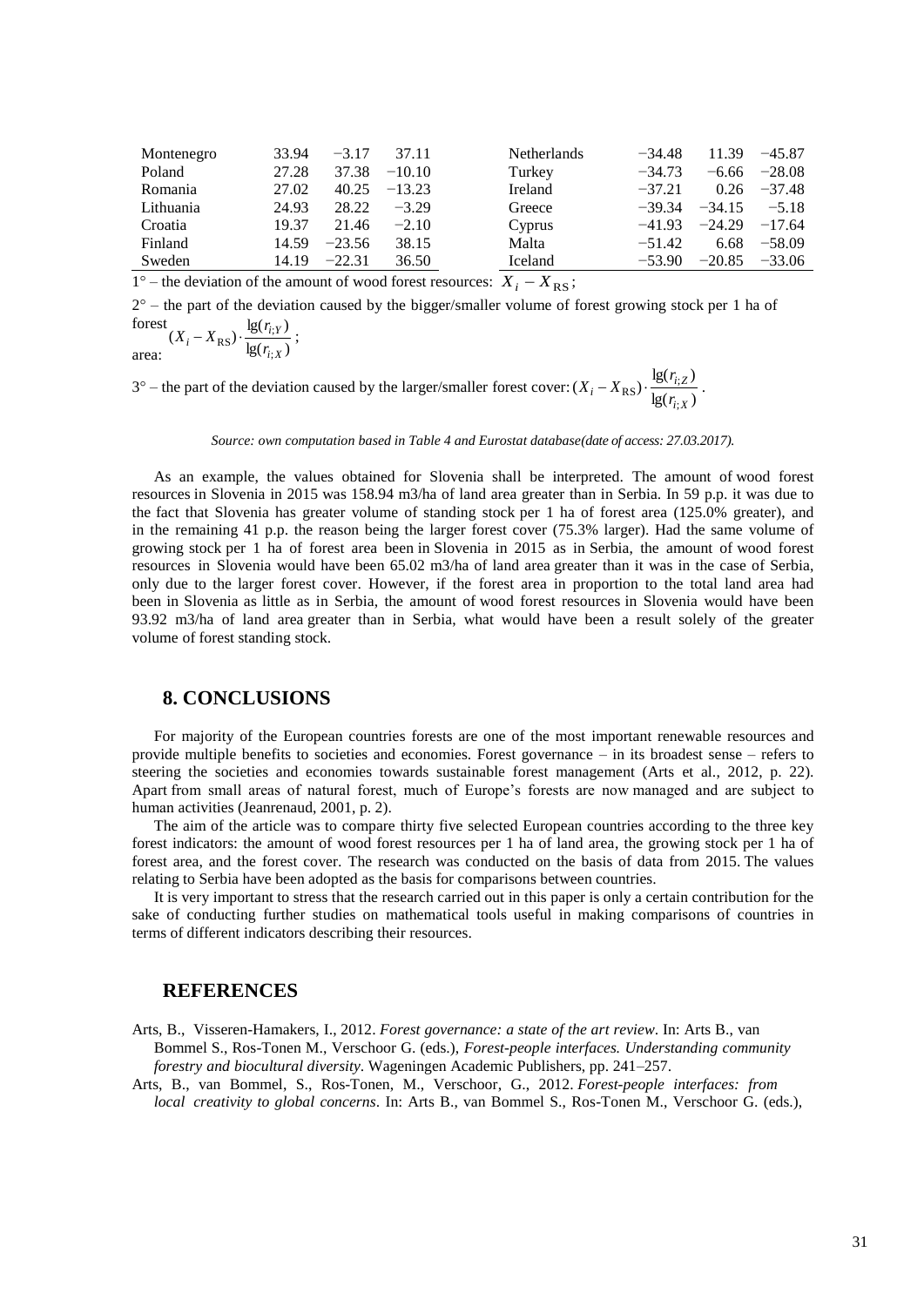| Montenegro | 33.94 | −3.17 | 37.11 | Netherlands | −34.48 | 11.39 | −45.87 |
|---|---|---|---|---|---|---|---|
| Poland | 27.28 | 37.38 | −10.10 | Turkey | −34.73 | −6.66 | −28.08 |
| Romania | 27.02 | 40.25 | −13.23 | Ireland | −37.21 | 0.26 | −37.48 |
| Lithuania | 24.93 | 28.22 | −3.29 | Greece | −39.34 | −34.15 | −5.18 |
| Croatia | 19.37 | 21.46 | −2.10 | Cyprus | −41.93 | −24.29 | −17.64 |
| Finland | 14.59 | −23.56 | 38.15 | Malta | −51.42 | 6.68 | −58.09 |
| Sweden | 14.19 | −22.31 | 36.50 | Iceland | −53.90 | −20.85 | −33.06 |

1° – the deviation of the amount of wood forest resources: $X_i - X_{RS}$;

2° – the part of the deviation caused by the bigger/smaller volume of forest growing stock per 1 ha of forest area: $(X_i - X_{RS}) \cdot \frac{\lg(r_{i;Y})}{\lg(r_{i;X})}$;

3° – the part of the deviation caused by the larger/smaller forest cover: $(X_i - X_{RS}) \cdot \frac{\lg(r_{i;Z})}{\lg(r_{i;X})}$.

*Source: own computation based in Table 4 and Eurostat database(date of access: 27.03.2017).*

As an example, the values obtained for Slovenia shall be interpreted. The amount of wood forest resources in Slovenia in 2015 was 158.94 m3/ha of land area greater than in Serbia. In 59 p.p. it was due to the fact that Slovenia has greater volume of standing stock per 1 ha of forest area (125.0% greater), and in the remaining 41 p.p. the reason being the larger forest cover (75.3% larger). Had the same volume of growing stock per 1 ha of forest area been in Slovenia in 2015 as in Serbia, the amount of wood forest resources in Slovenia would have been 65.02 m3/ha of land area greater than it was in the case of Serbia, only due to the larger forest cover. However, if the forest area in proportion to the total land area had been in Slovenia as little as in Serbia, the amount of wood forest resources in Slovenia would have been 93.92 m3/ha of land area greater than in Serbia, what would have been a result solely of the greater volume of forest standing stock.

## 8. CONCLUSIONS

For majority of the European countries forests are one of the most important renewable resources and provide multiple benefits to societies and economies. Forest governance – in its broadest sense – refers to steering the societies and economies towards sustainable forest management (Arts et al., 2012, p. 22). Apart from small areas of natural forest, much of Europe's forests are now managed and are subject to human activities (Jeanrenaud, 2001, p. 2).

The aim of the article was to compare thirty five selected European countries according to the three key forest indicators: the amount of wood forest resources per 1 ha of land area, the growing stock per 1 ha of forest area, and the forest cover. The research was conducted on the basis of data from 2015. The values relating to Serbia have been adopted as the basis for comparisons between countries.

It is very important to stress that the research carried out in this paper is only a certain contribution for the sake of conducting further studies on mathematical tools useful in making comparisons of countries in terms of different indicators describing their resources.

## REFERENCES

Arts, B., Visseren-Hamakers, I., 2012. *Forest governance: a state of the art review*. In: Arts B., van Bommel S., Ros-Tonen M., Verschoor G. (eds.), *Forest-people interfaces. Understanding community forestry and biocultural diversity*. Wageningen Academic Publishers, pp. 241–257.

Arts, B., van Bommel, S., Ros-Tonen, M., Verschoor, G., 2012. *Forest-people interfaces: from local creativity to global concerns*. In: Arts B., van Bommel S., Ros-Tonen M., Verschoor G. (eds.),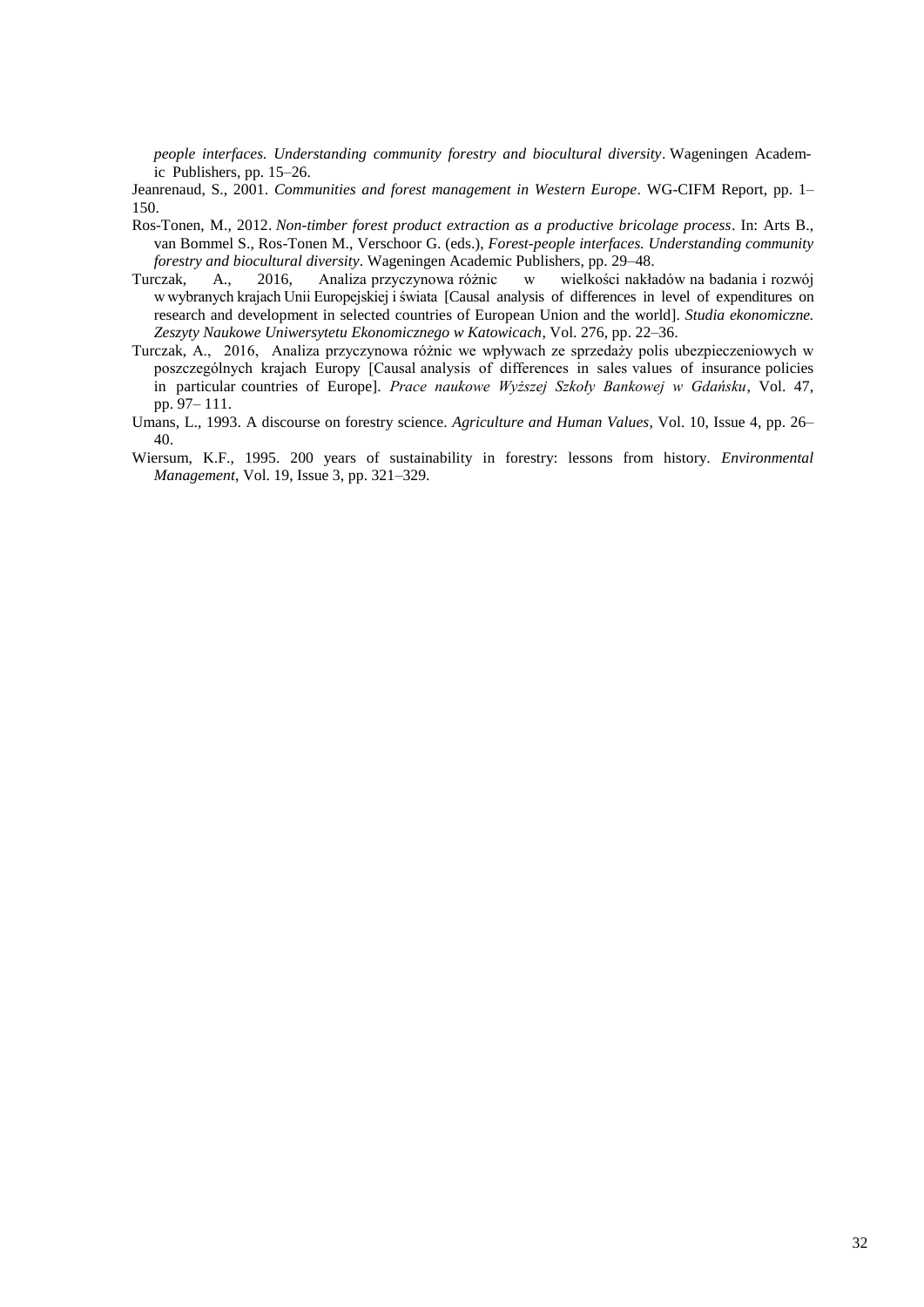*people interfaces. Understanding community forestry and biocultural diversity*. Wageningen Academic Publishers, pp. 15–26.

Jeanrenaud, S., 2001. *Communities and forest management in Western Europe*. WG-CIFM Report, pp. 1–150.

Ros-Tonen, M., 2012. *Non-timber forest product extraction as a productive bricolage process*. In: Arts B., van Bommel S., Ros-Tonen M., Verschoor G. (eds.), *Forest-people interfaces. Understanding community forestry and biocultural diversity*. Wageningen Academic Publishers, pp. 29–48.

Turczak, A., 2016, Analiza przyczynowa różnic w wielkości nakładów na badania i rozwój w wybranych krajach Unii Europejskiej i świata [Causal analysis of differences in level of expenditures on research and development in selected countries of European Union and the world]. *Studia ekonomiczne. Zeszyty Naukowe Uniwersytetu Ekonomicznego w Katowicach*, Vol. 276, pp. 22–36.

Turczak, A., 2016, Analiza przyczynowa różnic we wpływach ze sprzedaży polis ubezpieczeniowych w poszczególnych krajach Europy [Causal analysis of differences in sales values of insurance policies in particular countries of Europe]. *Prace naukowe Wyższej Szkoły Bankowej w Gdańsku*, Vol. 47, pp. 97– 111.

Umans, L., 1993. A discourse on forestry science. *Agriculture and Human Values*, Vol. 10, Issue 4, pp. 26–40.

Wiersum, K.F., 1995. 200 years of sustainability in forestry: lessons from history. *Environmental Management*, Vol. 19, Issue 3, pp. 321–329.